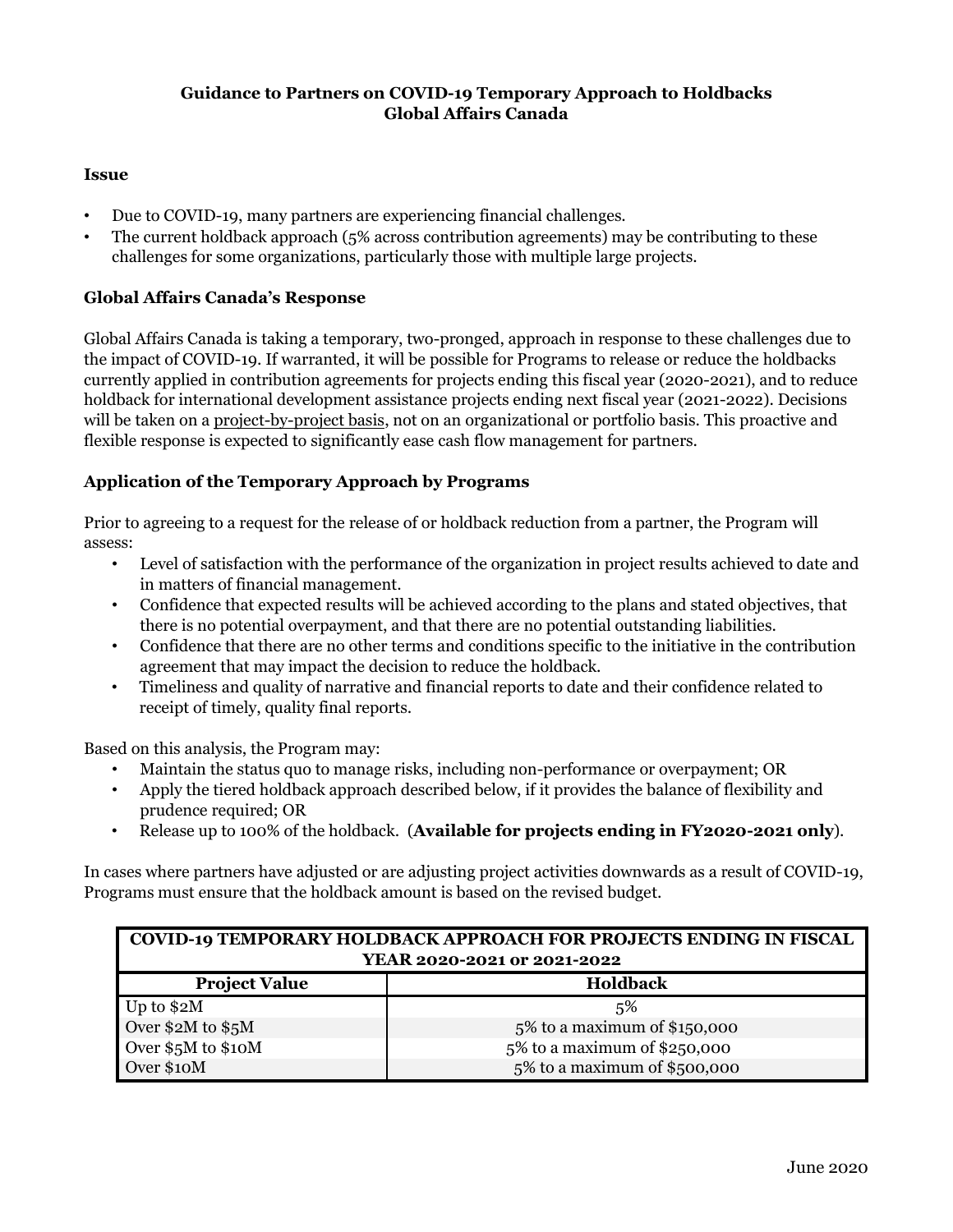# Guidance to Partners on COVID-19 Temporary Approach to Holdbacks
# Global Affairs Canada

## Issue

- Due to COVID-19, many partners are experiencing financial challenges.
- The current holdback approach (5% across contribution agreements) may be contributing to these challenges for some organizations, particularly those with multiple large projects.

## Global Affairs Canada's Response

Global Affairs Canada is taking a temporary, two-pronged, approach in response to these challenges due to the impact of COVID-19. If warranted, it will be possible for Programs to release or reduce the holdbacks currently applied in contribution agreements for projects ending this fiscal year (2020-2021), and to reduce holdback for international development assistance projects ending next fiscal year (2021-2022). Decisions will be taken on a project-by-project basis, not on an organizational or portfolio basis. This proactive and flexible response is expected to significantly ease cash flow management for partners.

## Application of the Temporary Approach by Programs

Prior to agreeing to a request for the release of or holdback reduction from a partner, the Program will assess:

- Level of satisfaction with the performance of the organization in project results achieved to date and in matters of financial management.
- Confidence that expected results will be achieved according to the plans and stated objectives, that there is no potential overpayment, and that there are no potential outstanding liabilities.
- Confidence that there are no other terms and conditions specific to the initiative in the contribution agreement that may impact the decision to reduce the holdback.
- Timeliness and quality of narrative and financial reports to date and their confidence related to receipt of timely, quality final reports.

Based on this analysis, the Program may:

- Maintain the status quo to manage risks, including non-performance or overpayment; OR
- Apply the tiered holdback approach described below, if it provides the balance of flexibility and prudence required; OR
- Release up to 100% of the holdback. (**Available for projects ending in FY2020-2021 only**).

In cases where partners have adjusted or are adjusting project activities downwards as a result of COVID-19, Programs must ensure that the holdback amount is based on the revised budget.

| **COVID-19 TEMPORARY HOLDBACK APPROACH FOR PROJECTS ENDING IN FISCAL YEAR 2020-2021 or 2021-2022** | |
|---|---|
| **Project Value** | **Holdback** |
| Up to $2M | 5% |
| Over $2M to $5M | 5% to a maximum of $150,000 |
| Over $5M to $10M | 5% to a maximum of $250,000 |
| Over $10M | 5% to a maximum of $500,000 |

June 2020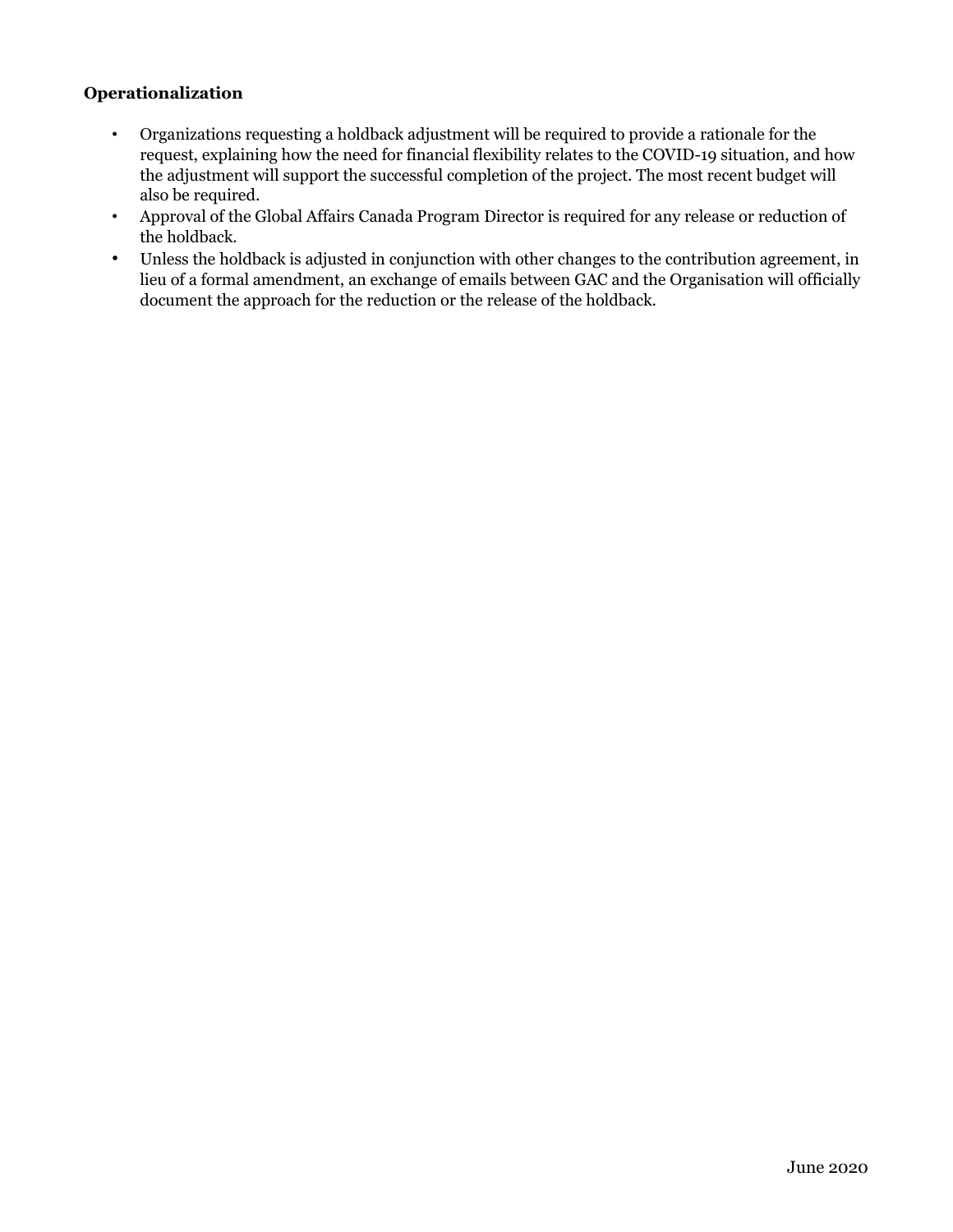**Operationalization**

- Organizations requesting a holdback adjustment will be required to provide a rationale for the request, explaining how the need for financial flexibility relates to the COVID-19 situation, and how the adjustment will support the successful completion of the project. The most recent budget will also be required.
- Approval of the Global Affairs Canada Program Director is required for any release or reduction of the holdback.
- Unless the holdback is adjusted in conjunction with other changes to the contribution agreement, in lieu of a formal amendment, an exchange of emails between GAC and the Organisation will officially document the approach for the reduction or the release of the holdback.

June 2020